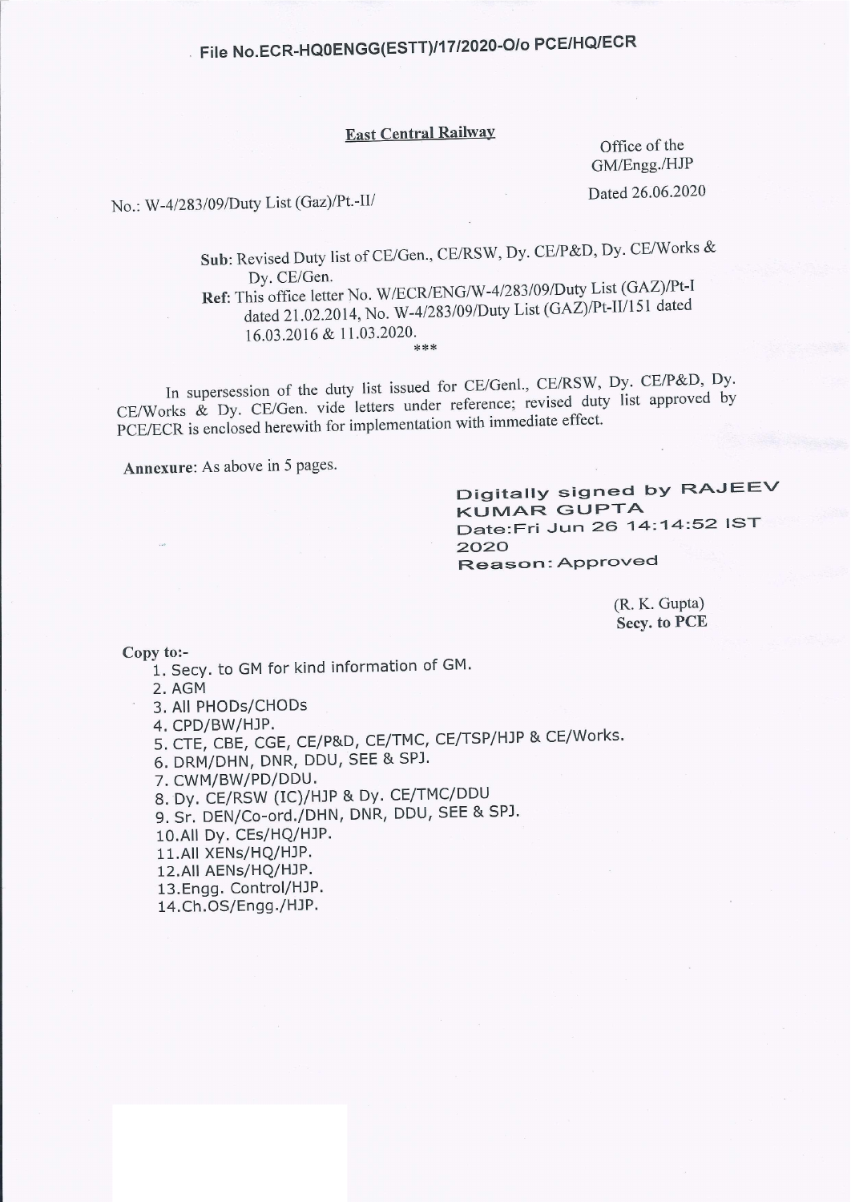File No.ECR-HQ0ENGG(ESTT)/17/2020-O/o PCE/HQ/ECR

**East Central Railway**

Office of the
GM/Engg./HJP

No.: W-4/283/09/Duty List (Gaz)/Pt.-II/

Dated 26.06.2020

Sub: Revised Duty list of CE/Gen., CE/RSW, Dy. CE/P&D, Dy. CE/Works & Dy. CE/Gen.

Ref: This office letter No. W/ECR/ENG/W-4/283/09/Duty List (GAZ)/Pt-I dated 21.02.2014, No. W-4/283/09/Duty List (GAZ)/Pt-II/151 dated 16.03.2016 & 11.03.2020.

***

In supersession of the duty list issued for CE/Genl., CE/RSW, Dy. CE/P&D, Dy. CE/Works & Dy. CE/Gen. vide letters under reference; revised duty list approved by PCE/ECR is enclosed herewith for implementation with immediate effect.

**Annexure**: As above in 5 pages.

Digitally signed by RAJEEV KUMAR GUPTA
Date:Fri Jun 26 14:14:52 IST 2020
Reason: Approved

(R. K. Gupta)
**Secy. to PCE**

**Copy to:-**

1. Secy. to GM for kind information of GM.
2. AGM
3. All PHODs/CHODs
4. CPD/BW/HJP.
5. CTE, CBE, CGE, CE/P&D, CE/TMC, CE/TSP/HJP & CE/Works.
6. DRM/DHN, DNR, DDU, SEE & SPJ.
7. CWM/BW/PD/DDU.
8. Dy. CE/RSW (IC)/HJP & Dy. CE/TMC/DDU
9. Sr. DEN/Co-ord./DHN, DNR, DDU, SEE & SPJ.
10. All Dy. CEs/HQ/HJP.
11. All XENs/HQ/HJP.
12. All AENs/HQ/HJP.
13. Engg. Control/HJP.
14. Ch.OS/Engg./HJP.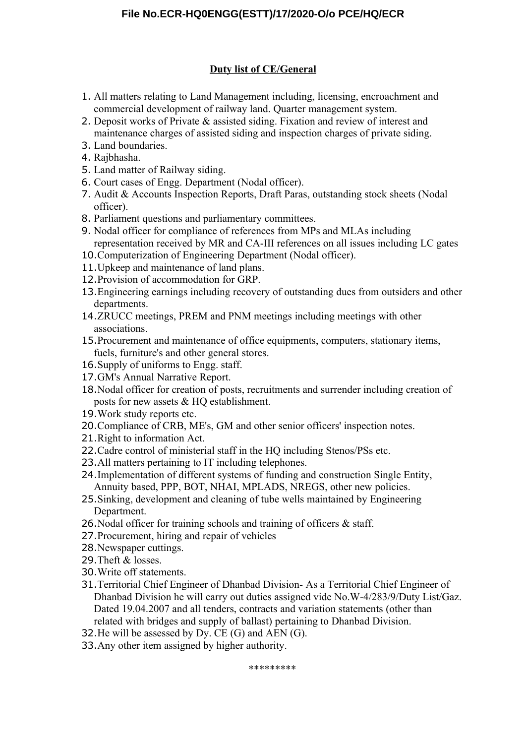## Duty list of CE/General

1. All matters relating to Land Management including, licensing, encroachment and commercial development of railway land. Quarter management system.
2. Deposit works of Private & assisted siding. Fixation and review of interest and maintenance charges of assisted siding and inspection charges of private siding.
3. Land boundaries.
4. Rajbhasha.
5. Land matter of Railway siding.
6. Court cases of Engg. Department (Nodal officer).
7. Audit & Accounts Inspection Reports, Draft Paras, outstanding stock sheets (Nodal officer).
8. Parliament questions and parliamentary committees.
9. Nodal officer for compliance of references from MPs and MLAs including representation received by MR and CA-III references on all issues including LC gates
10. Computerization of Engineering Department (Nodal officer).
11. Upkeep and maintenance of land plans.
12. Provision of accommodation for GRP.
13. Engineering earnings including recovery of outstanding dues from outsiders and other departments.
14. ZRUCC meetings, PREM and PNM meetings including meetings with other associations.
15. Procurement and maintenance of office equipments, computers, stationary items, fuels, furniture's and other general stores.
16. Supply of uniforms to Engg. staff.
17. GM's Annual Narrative Report.
18. Nodal officer for creation of posts, recruitments and surrender including creation of posts for new assets & HQ establishment.
19. Work study reports etc.
20. Compliance of CRB, ME's, GM and other senior officers' inspection notes.
21. Right to information Act.
22. Cadre control of ministerial staff in the HQ including Stenos/PSs etc.
23. All matters pertaining to IT including telephones.
24. Implementation of different systems of funding and construction Single Entity, Annuity based, PPP, BOT, NHAI, MPLADS, NREGS, other new policies.
25. Sinking, development and cleaning of tube wells maintained by Engineering Department.
26. Nodal officer for training schools and training of officers & staff.
27. Procurement, hiring and repair of vehicles
28. Newspaper cuttings.
29. Theft & losses.
30. Write off statements.
31. Territorial Chief Engineer of Dhanbad Division- As a Territorial Chief Engineer of Dhanbad Division he will carry out duties assigned vide No.W-4/283/9/Duty List/Gaz. Dated 19.04.2007 and all tenders, contracts and variation statements (other than related with bridges and supply of ballast) pertaining to Dhanbad Division.
32. He will be assessed by Dy. CE (G) and AEN (G).
33. Any other item assigned by higher authority.

*********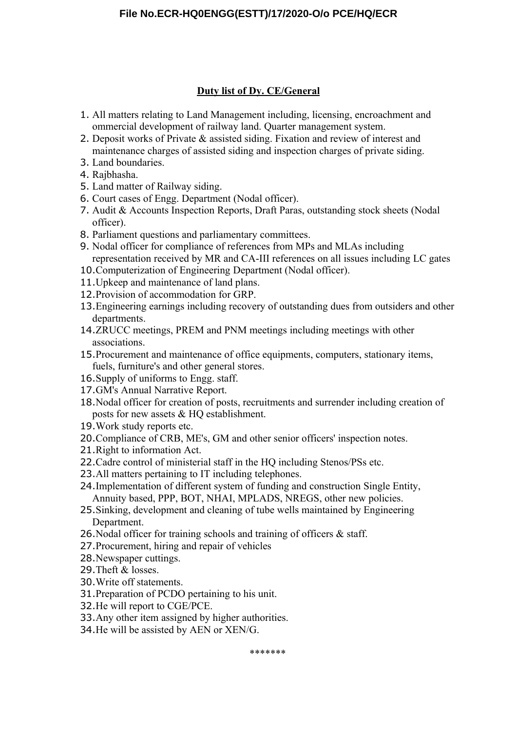## Duty list of Dy. CE/General

1. All matters relating to Land Management including, licensing, encroachment and ommercial development of railway land. Quarter management system.
2. Deposit works of Private & assisted siding. Fixation and review of interest and maintenance charges of assisted siding and inspection charges of private siding.
3. Land boundaries.
4. Rajbhasha.
5. Land matter of Railway siding.
6. Court cases of Engg. Department (Nodal officer).
7. Audit & Accounts Inspection Reports, Draft Paras, outstanding stock sheets (Nodal officer).
8. Parliament questions and parliamentary committees.
9. Nodal officer for compliance of references from MPs and MLAs including representation received by MR and CA-III references on all issues including LC gates
10. Computerization of Engineering Department (Nodal officer).
11. Upkeep and maintenance of land plans.
12. Provision of accommodation for GRP.
13. Engineering earnings including recovery of outstanding dues from outsiders and other departments.
14. ZRUCC meetings, PREM and PNM meetings including meetings with other associations.
15. Procurement and maintenance of office equipments, computers, stationary items, fuels, furniture's and other general stores.
16. Supply of uniforms to Engg. staff.
17. GM's Annual Narrative Report.
18. Nodal officer for creation of posts, recruitments and surrender including creation of posts for new assets & HQ establishment.
19. Work study reports etc.
20. Compliance of CRB, ME's, GM and other senior officers' inspection notes.
21. Right to information Act.
22. Cadre control of ministerial staff in the HQ including Stenos/PSs etc.
23. All matters pertaining to IT including telephones.
24. Implementation of different system of funding and construction Single Entity, Annuity based, PPP, BOT, NHAI, MPLADS, NREGS, other new policies.
25. Sinking, development and cleaning of tube wells maintained by Engineering Department.
26. Nodal officer for training schools and training of officers & staff.
27. Procurement, hiring and repair of vehicles
28. Newspaper cuttings.
29. Theft & losses.
30. Write off statements.
31. Preparation of PCDO pertaining to his unit.
32. He will report to CGE/PCE.
33. Any other item assigned by higher authorities.
34. He will be assisted by AEN or XEN/G.

*******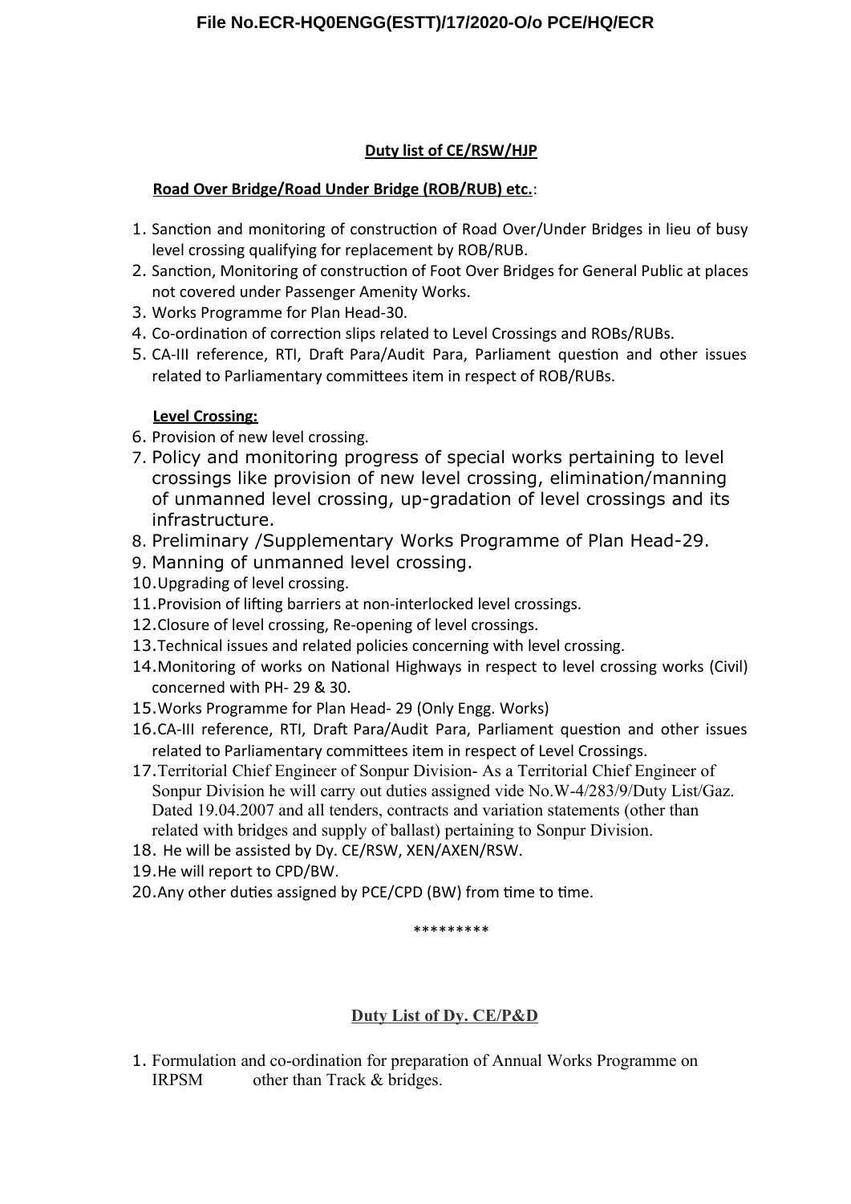## Duty list of CE/RSW/HJP

**Road Over Bridge/Road Under Bridge (ROB/RUB) etc.**:

1. Sanction and monitoring of construction of Road Over/Under Bridges in lieu of busy level crossing qualifying for replacement by ROB/RUB.
2. Sanction, Monitoring of construction of Foot Over Bridges for General Public at places not covered under Passenger Amenity Works.
3. Works Programme for Plan Head-30.
4. Co-ordination of correction slips related to Level Crossings and ROBs/RUBs.
5. CA-III reference, RTI, Draft Para/Audit Para, Parliament question and other issues related to Parliamentary committees item in respect of ROB/RUBs.

**Level Crossing:**

6. Provision of new level crossing.
7. Policy and monitoring progress of special works pertaining to level crossings like provision of new level crossing, elimination/manning of unmanned level crossing, up-gradation of level crossings and its infrastructure.
8. Preliminary /Supplementary Works Programme of Plan Head-29.
9. Manning of unmanned level crossing.
10. Upgrading of level crossing.
11. Provision of lifting barriers at non-interlocked level crossings.
12. Closure of level crossing, Re-opening of level crossings.
13. Technical issues and related policies concerning with level crossing.
14. Monitoring of works on National Highways in respect to level crossing works (Civil) concerned with PH- 29 & 30.
15. Works Programme for Plan Head- 29 (Only Engg. Works)
16. CA-III reference, RTI, Draft Para/Audit Para, Parliament question and other issues related to Parliamentary committees item in respect of Level Crossings.
17. Territorial Chief Engineer of Sonpur Division- As a Territorial Chief Engineer of Sonpur Division he will carry out duties assigned vide No.W-4/283/9/Duty List/Gaz. Dated 19.04.2007 and all tenders, contracts and variation statements (other than related with bridges and supply of ballast) pertaining to Sonpur Division.
18. He will be assisted by Dy. CE/RSW, XEN/AXEN/RSW.
19. He will report to CPD/BW.
20. Any other duties assigned by PCE/CPD (BW) from time to time.

*********

## Duty List of Dy. CE/P&D

1. Formulation and co-ordination for preparation of Annual Works Programme on IRPSM other than Track & bridges.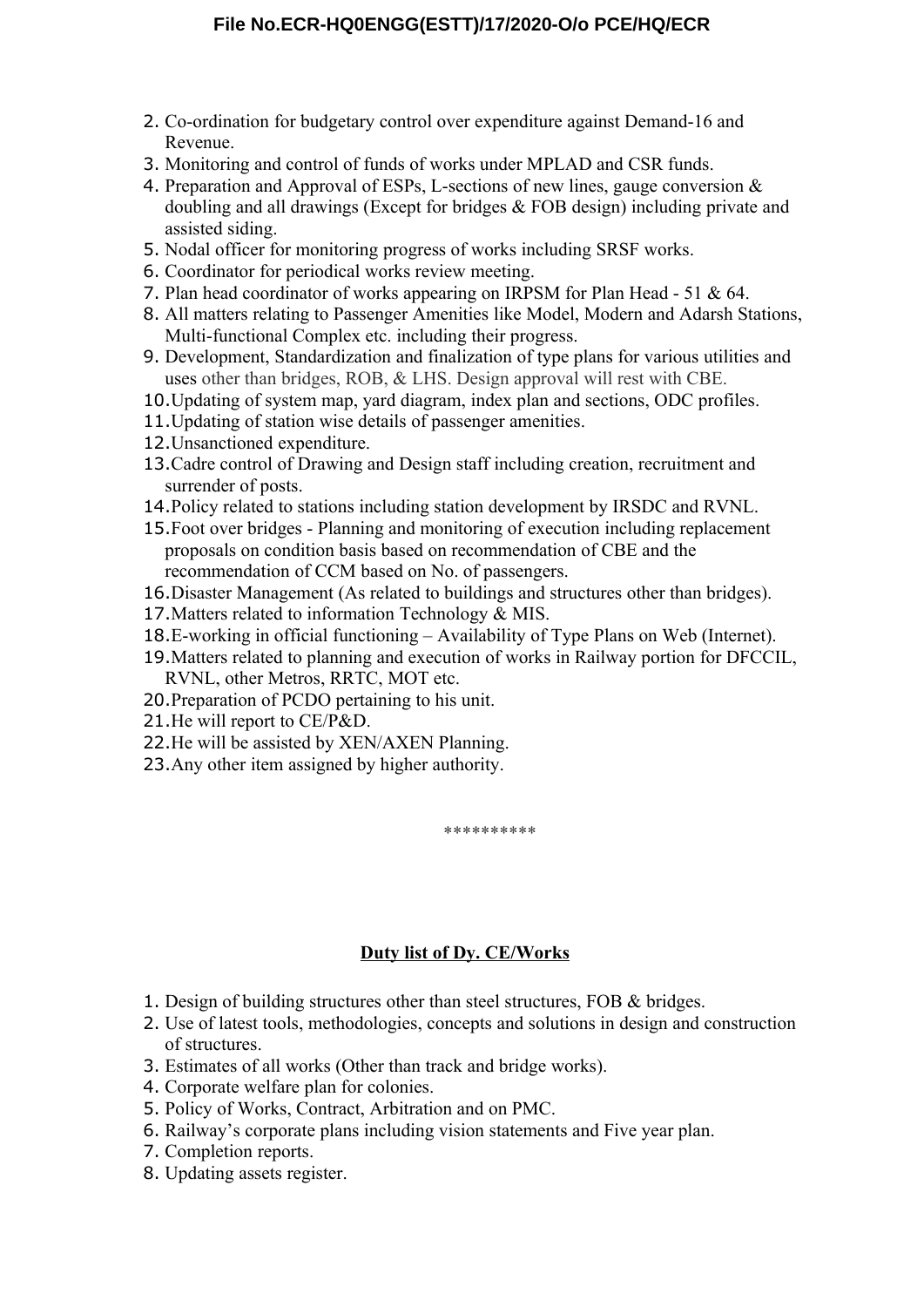2. Co-ordination for budgetary control over expenditure against Demand-16 and Revenue.
3. Monitoring and control of funds of works under MPLAD and CSR funds.
4. Preparation and Approval of ESPs, L-sections of new lines, gauge conversion & doubling and all drawings (Except for bridges & FOB design) including private and assisted siding.
5. Nodal officer for monitoring progress of works including SRSF works.
6. Coordinator for periodical works review meeting.
7. Plan head coordinator of works appearing on IRPSM for Plan Head - 51 & 64.
8. All matters relating to Passenger Amenities like Model, Modern and Adarsh Stations, Multi-functional Complex etc. including their progress.
9. Development, Standardization and finalization of type plans for various utilities and uses other than bridges, ROB, & LHS. Design approval will rest with CBE.
10. Updating of system map, yard diagram, index plan and sections, ODC profiles.
11. Updating of station wise details of passenger amenities.
12. Unsanctioned expenditure.
13. Cadre control of Drawing and Design staff including creation, recruitment and surrender of posts.
14. Policy related to stations including station development by IRSDC and RVNL.
15. Foot over bridges - Planning and monitoring of execution including replacement proposals on condition basis based on recommendation of CBE and the recommendation of CCM based on No. of passengers.
16. Disaster Management (As related to buildings and structures other than bridges).
17. Matters related to information Technology & MIS.
18. E-working in official functioning – Availability of Type Plans on Web (Internet).
19. Matters related to planning and execution of works in Railway portion for DFCCIL, RVNL, other Metros, RRTC, MOT etc.
20. Preparation of PCDO pertaining to his unit.
21. He will report to CE/P&D.
22. He will be assisted by XEN/AXEN Planning.
23. Any other item assigned by higher authority.

**********

## Duty list of Dy. CE/Works

1. Design of building structures other than steel structures, FOB & bridges.
2. Use of latest tools, methodologies, concepts and solutions in design and construction of structures.
3. Estimates of all works (Other than track and bridge works).
4. Corporate welfare plan for colonies.
5. Policy of Works, Contract, Arbitration and on PMC.
6. Railway's corporate plans including vision statements and Five year plan.
7. Completion reports.
8. Updating assets register.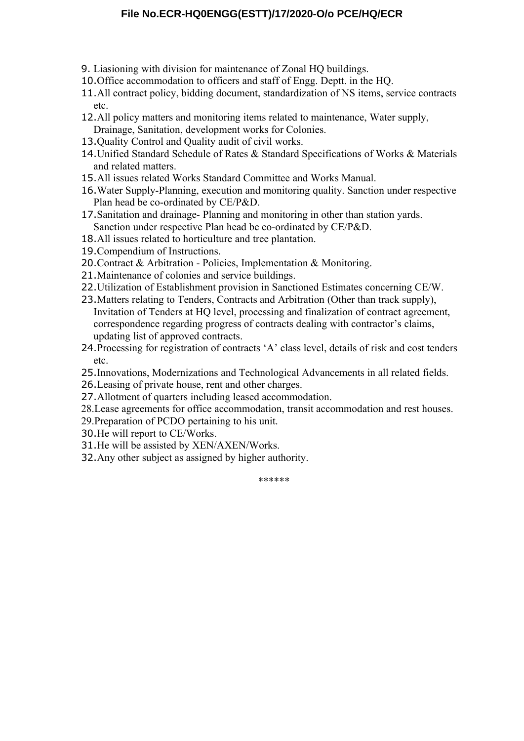9. Liasioning with division for maintenance of Zonal HQ buildings.
10. Office accommodation to officers and staff of Engg. Deptt. in the HQ.
11. All contract policy, bidding document, standardization of NS items, service contracts etc.
12. All policy matters and monitoring items related to maintenance, Water supply, Drainage, Sanitation, development works for Colonies.
13. Quality Control and Quality audit of civil works.
14. Unified Standard Schedule of Rates & Standard Specifications of Works & Materials and related matters.
15. All issues related Works Standard Committee and Works Manual.
16. Water Supply-Planning, execution and monitoring quality. Sanction under respective Plan head be co-ordinated by CE/P&D.
17. Sanitation and drainage- Planning and monitoring in other than station yards. Sanction under respective Plan head be co-ordinated by CE/P&D.
18. All issues related to horticulture and tree plantation.
19. Compendium of Instructions.
20. Contract & Arbitration - Policies, Implementation & Monitoring.
21. Maintenance of colonies and service buildings.
22. Utilization of Establishment provision in Sanctioned Estimates concerning CE/W.
23. Matters relating to Tenders, Contracts and Arbitration (Other than track supply), Invitation of Tenders at HQ level, processing and finalization of contract agreement, correspondence regarding progress of contracts dealing with contractor's claims, updating list of approved contracts.
24. Processing for registration of contracts 'A' class level, details of risk and cost tenders etc.
25. Innovations, Modernizations and Technological Advancements in all related fields.
26. Leasing of private house, rent and other charges.
27. Allotment of quarters including leased accommodation.
28. Lease agreements for office accommodation, transit accommodation and rest houses.
29. Preparation of PCDO pertaining to his unit.
30. He will report to CE/Works.
31. He will be assisted by XEN/AXEN/Works.
32. Any other subject as assigned by higher authority.

******